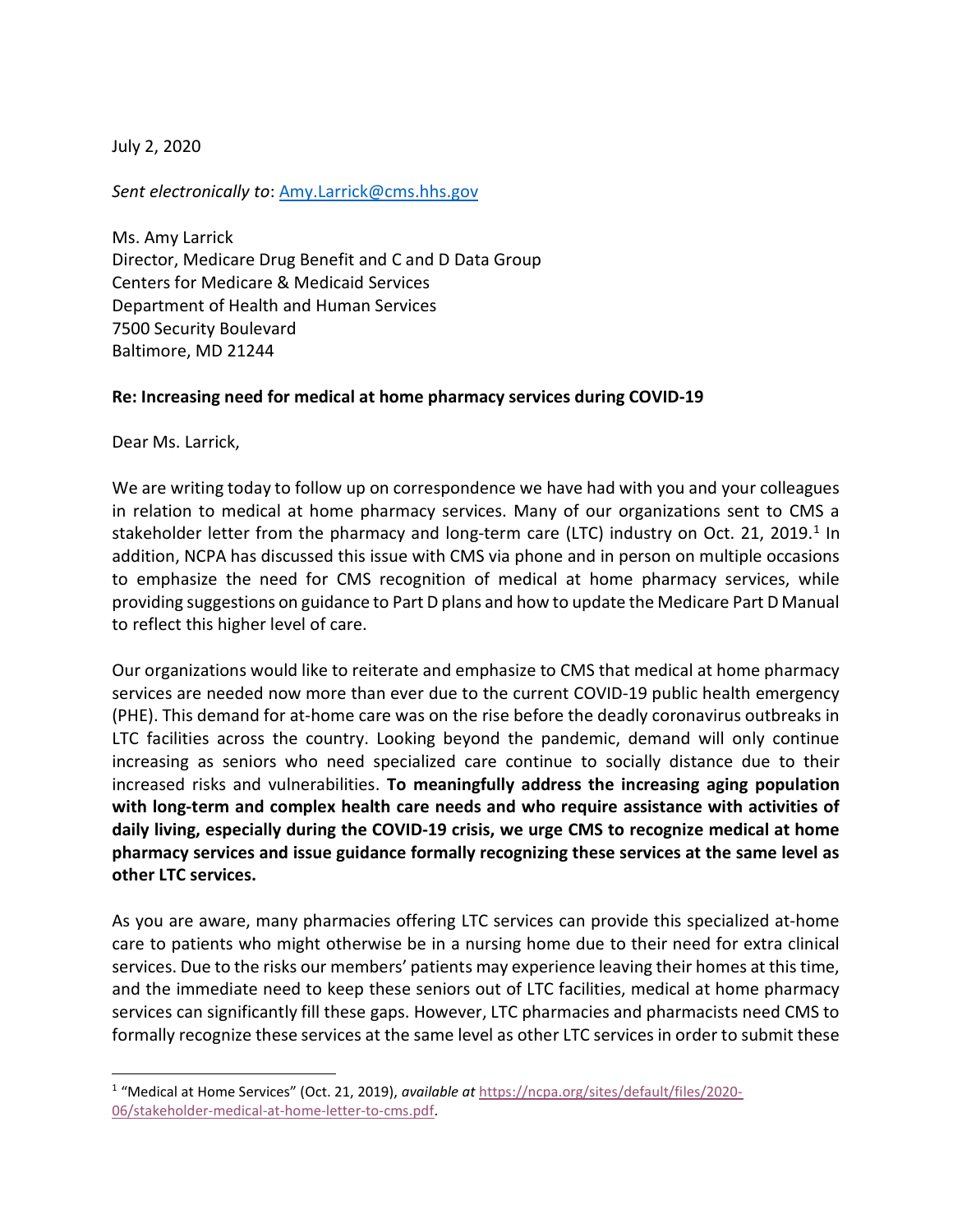July 2, 2020

*Sent electronically to*: [Amy.Larrick@cms.hhs.gov](mailto:Amy.Larrick@cms.hhs.gov)

Ms. Amy Larrick
Director, Medicare Drug Benefit and C and D Data Group
Centers for Medicare & Medicaid Services
Department of Health and Human Services
7500 Security Boulevard
Baltimore, MD 21244

**Re: Increasing need for medical at home pharmacy services during COVID-19**

Dear Ms. Larrick,

We are writing today to follow up on correspondence we have had with you and your colleagues in relation to medical at home pharmacy services. Many of our organizations sent to CMS a stakeholder letter from the pharmacy and long-term care (LTC) industry on Oct. 21, 2019.[1] In addition, NCPA has discussed this issue with CMS via phone and in person on multiple occasions to emphasize the need for CMS recognition of medical at home pharmacy services, while providing suggestions on guidance to Part D plans and how to update the Medicare Part D Manual to reflect this higher level of care.

Our organizations would like to reiterate and emphasize to CMS that medical at home pharmacy services are needed now more than ever due to the current COVID-19 public health emergency (PHE). This demand for at-home care was on the rise before the deadly coronavirus outbreaks in LTC facilities across the country. Looking beyond the pandemic, demand will only continue increasing as seniors who need specialized care continue to socially distance due to their increased risks and vulnerabilities. **To meaningfully address the increasing aging population with long-term and complex health care needs and who require assistance with activities of daily living, especially during the COVID-19 crisis, we urge CMS to recognize medical at home pharmacy services and issue guidance formally recognizing these services at the same level as other LTC services.**

As you are aware, many pharmacies offering LTC services can provide this specialized at-home care to patients who might otherwise be in a nursing home due to their need for extra clinical services. Due to the risks our members' patients may experience leaving their homes at this time, and the immediate need to keep these seniors out of LTC facilities, medical at home pharmacy services can significantly fill these gaps. However, LTC pharmacies and pharmacists need CMS to formally recognize these services at the same level as other LTC services in order to submit these

[1] "Medical at Home Services" (Oct. 21, 2019), *available at* [https://ncpa.org/sites/default/files/2020-06/stakeholder-medical-at-home-letter-to-cms.pdf](https://ncpa.org/sites/default/files/2020-06/stakeholder-medical-at-home-letter-to-cms.pdf).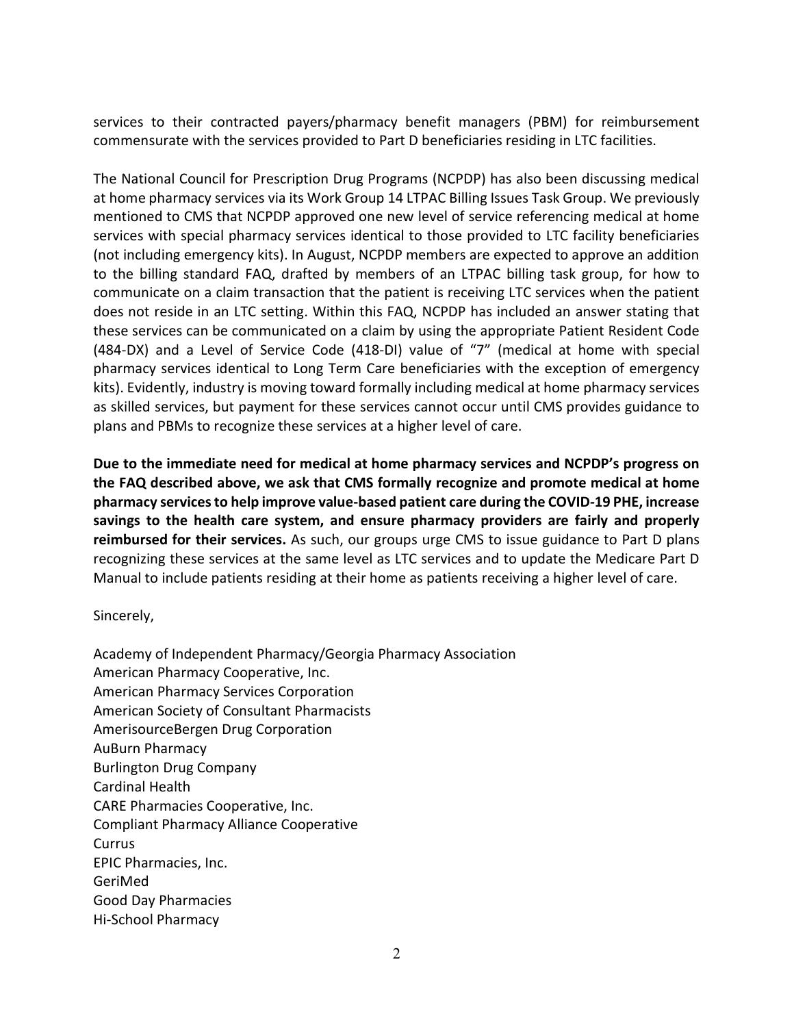services to their contracted payers/pharmacy benefit managers (PBM) for reimbursement commensurate with the services provided to Part D beneficiaries residing in LTC facilities.

The National Council for Prescription Drug Programs (NCPDP) has also been discussing medical at home pharmacy services via its Work Group 14 LTPAC Billing Issues Task Group. We previously mentioned to CMS that NCPDP approved one new level of service referencing medical at home services with special pharmacy services identical to those provided to LTC facility beneficiaries (not including emergency kits). In August, NCPDP members are expected to approve an addition to the billing standard FAQ, drafted by members of an LTPAC billing task group, for how to communicate on a claim transaction that the patient is receiving LTC services when the patient does not reside in an LTC setting. Within this FAQ, NCPDP has included an answer stating that these services can be communicated on a claim by using the appropriate Patient Resident Code (484-DX) and a Level of Service Code (418-DI) value of "7" (medical at home with special pharmacy services identical to Long Term Care beneficiaries with the exception of emergency kits). Evidently, industry is moving toward formally including medical at home pharmacy services as skilled services, but payment for these services cannot occur until CMS provides guidance to plans and PBMs to recognize these services at a higher level of care.

**Due to the immediate need for medical at home pharmacy services and NCPDP's progress on the FAQ described above, we ask that CMS formally recognize and promote medical at home pharmacy services to help improve value-based patient care during the COVID-19 PHE, increase savings to the health care system, and ensure pharmacy providers are fairly and properly reimbursed for their services.** As such, our groups urge CMS to issue guidance to Part D plans recognizing these services at the same level as LTC services and to update the Medicare Part D Manual to include patients residing at their home as patients receiving a higher level of care.

Sincerely,

Academy of Independent Pharmacy/Georgia Pharmacy Association
American Pharmacy Cooperative, Inc.
American Pharmacy Services Corporation
American Society of Consultant Pharmacists
AmerisourceBergen Drug Corporation
AuBurn Pharmacy
Burlington Drug Company
Cardinal Health
CARE Pharmacies Cooperative, Inc.
Compliant Pharmacy Alliance Cooperative
Currus
EPIC Pharmacies, Inc.
GeriMed
Good Day Pharmacies
Hi-School Pharmacy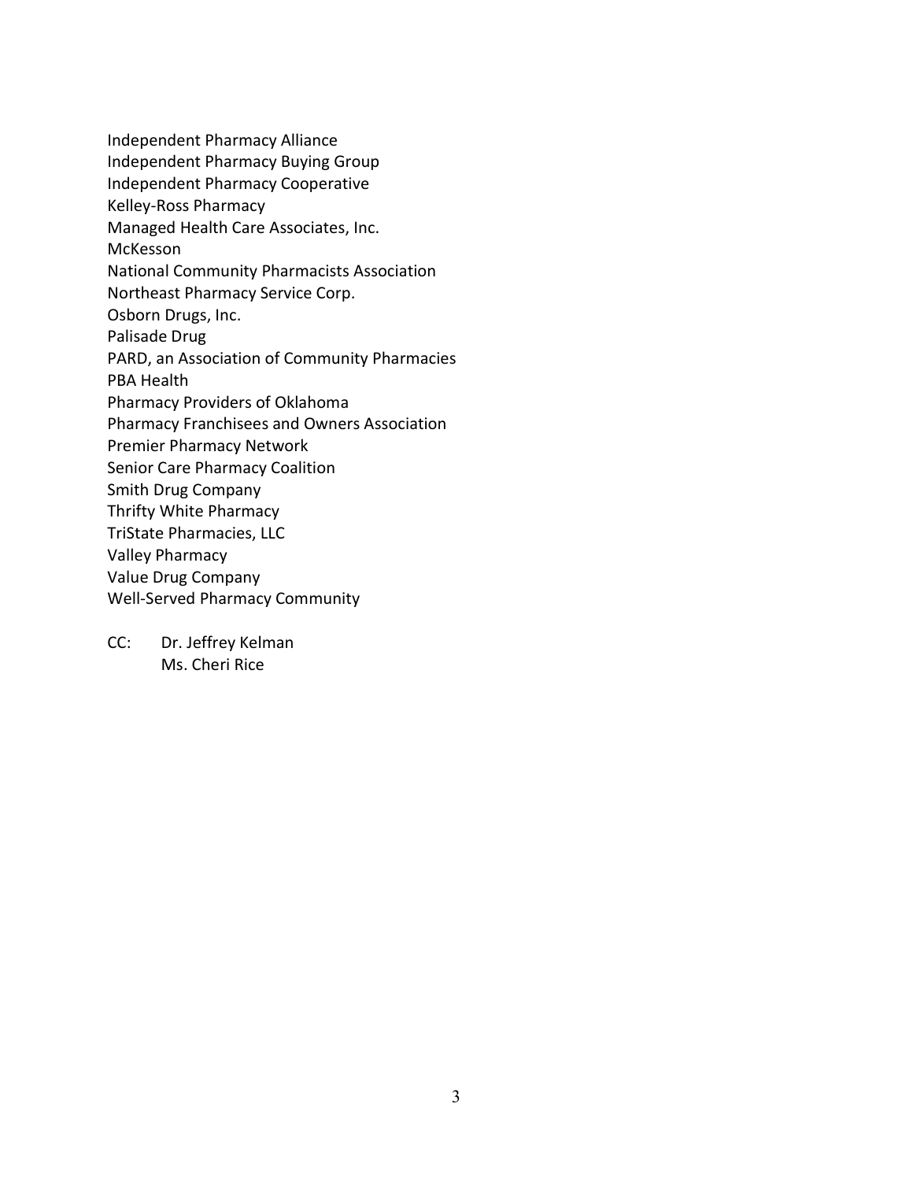Independent Pharmacy Alliance
Independent Pharmacy Buying Group
Independent Pharmacy Cooperative
Kelley-Ross Pharmacy
Managed Health Care Associates, Inc.
McKesson
National Community Pharmacists Association
Northeast Pharmacy Service Corp.
Osborn Drugs, Inc.
Palisade Drug
PARD, an Association of Community Pharmacies
PBA Health
Pharmacy Providers of Oklahoma
Pharmacy Franchisees and Owners Association
Premier Pharmacy Network
Senior Care Pharmacy Coalition
Smith Drug Company
Thrifty White Pharmacy
TriState Pharmacies, LLC
Valley Pharmacy
Value Drug Company
Well-Served Pharmacy Community

CC: Dr. Jeffrey Kelman
Ms. Cheri Rice